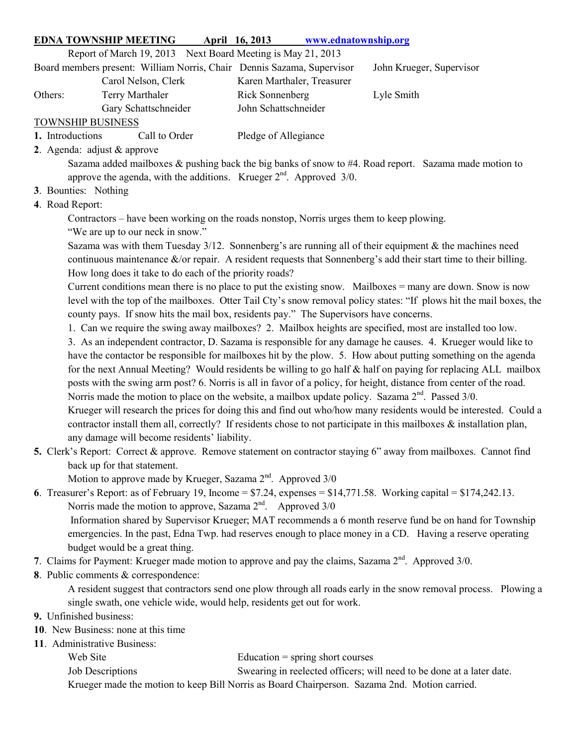**EDNA TOWNSHIP MEETING April 16, 2013 www.ednatownship.org**

Report of March 19, 2013 Next Board Meeting is May 21, 2013

| | | | |
|---|---|---|---|
| Board members present: | William Norris, Chair | Dennis Sazama, Supervisor | John Krueger, Supervisor |
| | Carol Nelson, Clerk | Karen Marthaler, Treasurer | |
| Others: | Terry Marthaler | Rick Sonnenberg | Lyle Smith |
| | Gary Schattschneider | John Schattschneider | |

TOWNSHIP BUSINESS

**1.** Introductions Call to Order Pledge of Allegiance

**2**. Agenda: adjust & approve

Sazama added mailboxes & pushing back the big banks of snow to #4. Road report. Sazama made motion to approve the agenda, with the additions. Krueger 2nd. Approved 3/0.

**3**. Bounties: Nothing

**4**. Road Report:

Contractors – have been working on the roads nonstop, Norris urges them to keep plowing. "We are up to our neck in snow."

Sazama was with them Tuesday 3/12. Sonnenberg's are running all of their equipment & the machines need continuous maintenance &/or repair. A resident requests that Sonnenberg's add their start time to their billing. How long does it take to do each of the priority roads?

Current conditions mean there is no place to put the existing snow. Mailboxes = many are down. Snow is now level with the top of the mailboxes. Otter Tail Cty's snow removal policy states: "If plows hit the mail boxes, the county pays. If snow hits the mail box, residents pay." The Supervisors have concerns.

1. Can we require the swing away mailboxes? 2. Mailbox heights are specified, most are installed too low. 3. As an independent contractor, D. Sazama is responsible for any damage he causes. 4. Krueger would like to have the contactor be responsible for mailboxes hit by the plow. 5. How about putting something on the agenda for the next Annual Meeting? Would residents be willing to go half & half on paying for replacing ALL mailbox posts with the swing arm post? 6. Norris is all in favor of a policy, for height, distance from center of the road. Norris made the motion to place on the website, a mailbox update policy. Sazama 2nd. Passed 3/0.

Krueger will research the prices for doing this and find out who/how many residents would be interested. Could a contractor install them all, correctly? If residents chose to not participate in this mailboxes & installation plan, any damage will become residents' liability.

**5.** Clerk's Report: Correct & approve. Remove statement on contractor staying 6" away from mailboxes. Cannot find back up for that statement.

Motion to approve made by Krueger, Sazama 2nd. Approved 3/0

**6**. Treasurer's Report: as of February 19, Income = $7.24, expenses = $14,771.58. Working capital = $174,242.13. Norris made the motion to approve, Sazama 2nd. Approved 3/0

Information shared by Supervisor Krueger; MAT recommends a 6 month reserve fund be on hand for Township emergencies. In the past, Edna Twp. had reserves enough to place money in a CD. Having a reserve operating budget would be a great thing.

**7**. Claims for Payment: Krueger made motion to approve and pay the claims, Sazama 2nd. Approved 3/0.

**8**. Public comments & correspondence:

A resident suggest that contractors send one plow through all roads early in the snow removal process. Plowing a single swath, one vehicle wide, would help, residents get out for work.

**9.** Unfinished business:

**10**. New Business: none at this time

**11**. Administrative Business:

Web Site — Education = spring short courses

Job Descriptions — Swearing in reelected officers; will need to be done at a later date.

Krueger made the motion to keep Bill Norris as Board Chairperson. Sazama 2nd. Motion carried.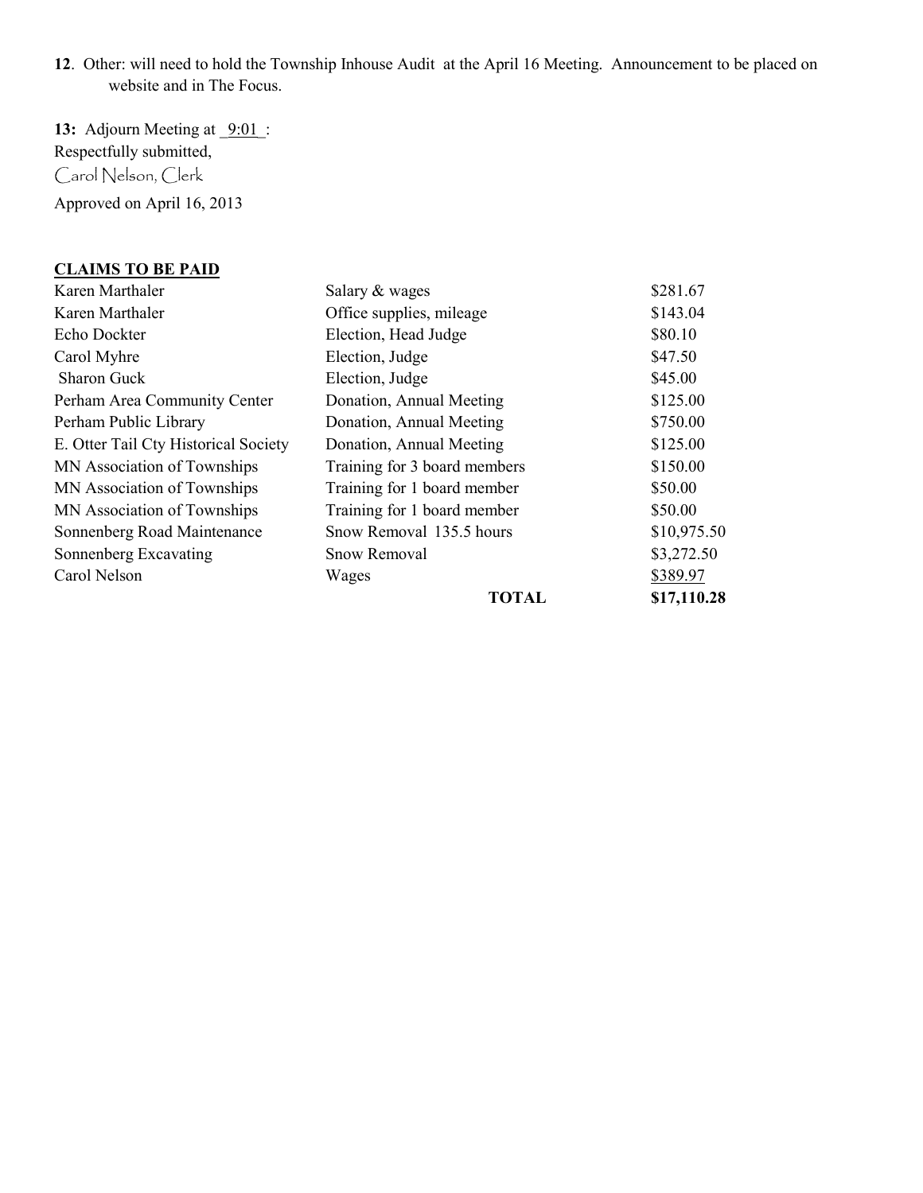**12**. Other: will need to hold the Township Inhouse Audit at the April 16 Meeting. Announcement to be placed on website and in The Focus.

**13:** Adjourn Meeting at _9:01_:
Respectfully submitted,
Carol Nelson, Clerk
Approved on April 16, 2013

**CLAIMS TO BE PAID**

| | | |
|---|---|---|
| Karen Marthaler | Salary & wages | $281.67 |
| Karen Marthaler | Office supplies, mileage | $143.04 |
| Echo Dockter | Election, Head Judge | $80.10 |
| Carol Myhre | Election, Judge | $47.50 |
| Sharon Guck | Election, Judge | $45.00 |
| Perham Area Community Center | Donation, Annual Meeting | $125.00 |
| Perham Public Library | Donation, Annual Meeting | $750.00 |
| E. Otter Tail Cty Historical Society | Donation, Annual Meeting | $125.00 |
| MN Association of Townships | Training for 3 board members | $150.00 |
| MN Association of Townships | Training for 1 board member | $50.00 |
| MN Association of Townships | Training for 1 board member | $50.00 |
| Sonnenberg Road Maintenance | Snow Removal 135.5 hours | $10,975.50 |
| Sonnenberg Excavating | Snow Removal | $3,272.50 |
| Carol Nelson | Wages | $389.97 |
| | **TOTAL** | **$17,110.28** |